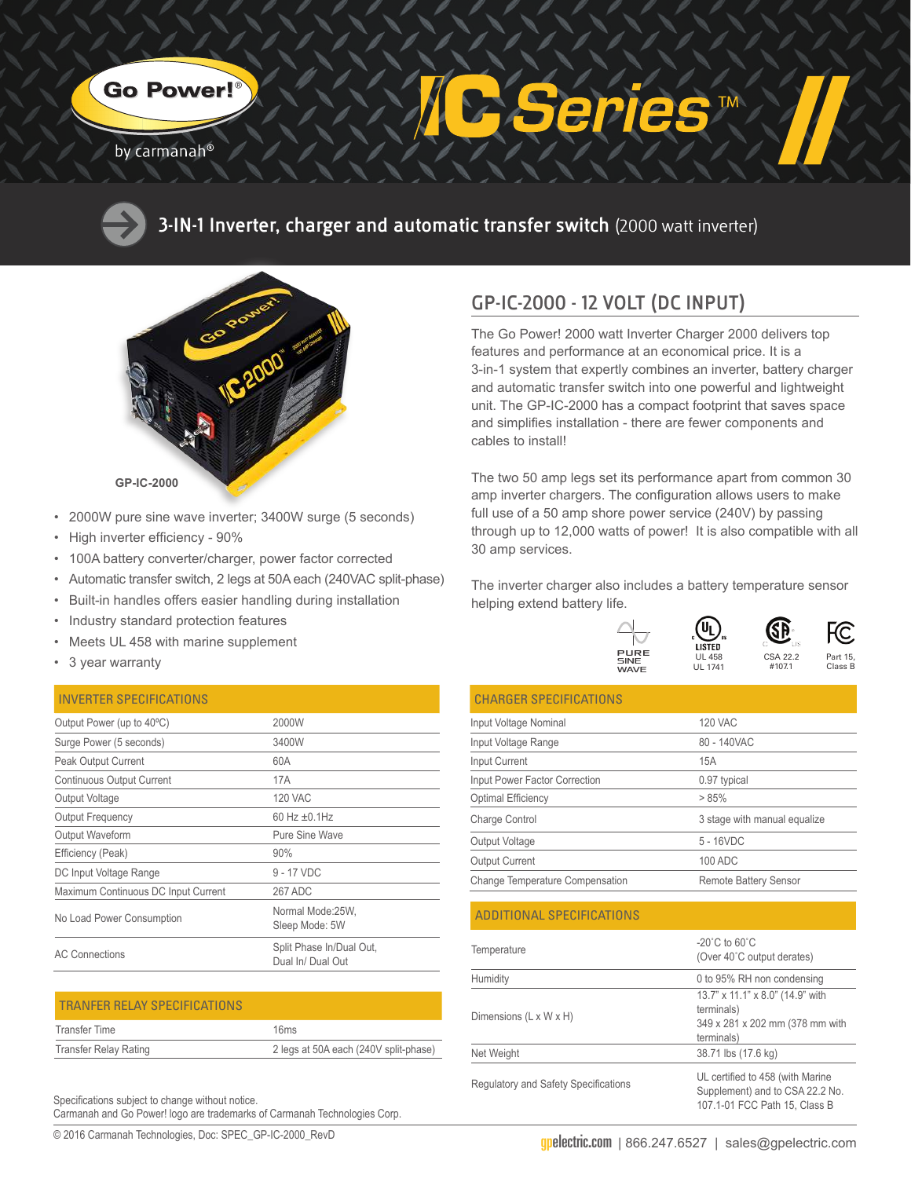# Go Power! by carmanah

# IC Series™

## 3-IN-1 Inverter, charger and automatic transfer switch (2000 watt inverter)

GP-IC-2000

- 2000W pure sine wave inverter; 3400W surge (5 seconds)
- High inverter efficiency - 90%
- 100A battery converter/charger, power factor corrected
- Automatic transfer switch, 2 legs at 50A each (240VAC split-phase)
- Built-in handles offers easier handling during installation
- Industry standard protection features
- Meets UL 458 with marine supplement
- 3 year warranty

## GP-IC-2000 - 12 VOLT (DC INPUT)

The Go Power! 2000 watt Inverter Charger 2000 delivers top features and performance at an economical price. It is a 3-in-1 system that expertly combines an inverter, battery charger and automatic transfer switch into one powerful and lightweight unit. The GP-IC-2000 has a compact footprint that saves space and simplifies installation - there are fewer components and cables to install!

The two 50 amp legs set its performance apart from common 30 amp inverter chargers. The configuration allows users to make full use of a 50 amp shore power service (240V) by passing through up to 12,000 watts of power! It is also compatible with all 30 amp services.

The inverter charger also includes a battery temperature sensor helping extend battery life.

PURE SINE WAVE | LISTED UL 458 UL 1741 | CSA 22.2 #107.1 | Part 15, Class B

### INVERTER SPECIFICATIONS

| INVERTER SPECIFICATIONS | |
|---|---|
| Output Power (up to 40ºC) | 2000W |
| Surge Power (5 seconds) | 3400W |
| Peak Output Current | 60A |
| Continuous Output Current | 17A |
| Output Voltage | 120 VAC |
| Output Frequency | 60 Hz ±0.1Hz |
| Output Waveform | Pure Sine Wave |
| Efficiency (Peak) | 90% |
| DC Input Voltage Range | 9 - 17 VDC |
| Maximum Continuous DC Input Current | 267 ADC |
| No Load Power Consumption | Normal Mode:25W, Sleep Mode: 5W |
| AC Connections | Split Phase In/Dual Out, Dual In/ Dual Out |

### TRANFER RELAY SPECIFICATIONS

| TRANFER RELAY SPECIFICATIONS | |
|---|---|
| Transfer Time | 16ms |
| Transfer Relay Rating | 2 legs at 50A each (240V split-phase) |

### CHARGER SPECIFICATIONS

| CHARGER SPECIFICATIONS | |
|---|---|
| Input Voltage Nominal | 120 VAC |
| Input Voltage Range | 80 - 140VAC |
| Input Current | 15A |
| Input Power Factor Correction | 0.97 typical |
| Optimal Efficiency | > 85% |
| Charge Control | 3 stage with manual equalize |
| Output Voltage | 5 - 16VDC |
| Output Current | 100 ADC |
| Change Temperature Compensation | Remote Battery Sensor |

### ADDITIONAL SPECIFICATIONS

| ADDITIONAL SPECIFICATIONS | |
|---|---|
| Temperature | -20˚C to 60˚C (Over 40˚C output derates) |
| Humidity | 0 to 95% RH non condensing |
| Dimensions (L x W x H) | 13.7" x 11.1" x 8.0" (14.9" with terminals) 349 x 281 x 202 mm (378 mm with terminals) |
| Net Weight | 38.71 lbs (17.6 kg) |
| Regulatory and Safety Specifications | UL certified to 458 (with Marine Supplement) and to CSA 22.2 No. 107.1-01 FCC Path 15, Class B |

Specifications subject to change without notice.
Carmanah and Go Power! logo are trademarks of Carmanah Technologies Corp.

© 2016 Carmanah Technologies, Doc: SPEC_GP-IC-2000_RevD

gpelectric.com | 866.247.6527 | sales@gpelectric.com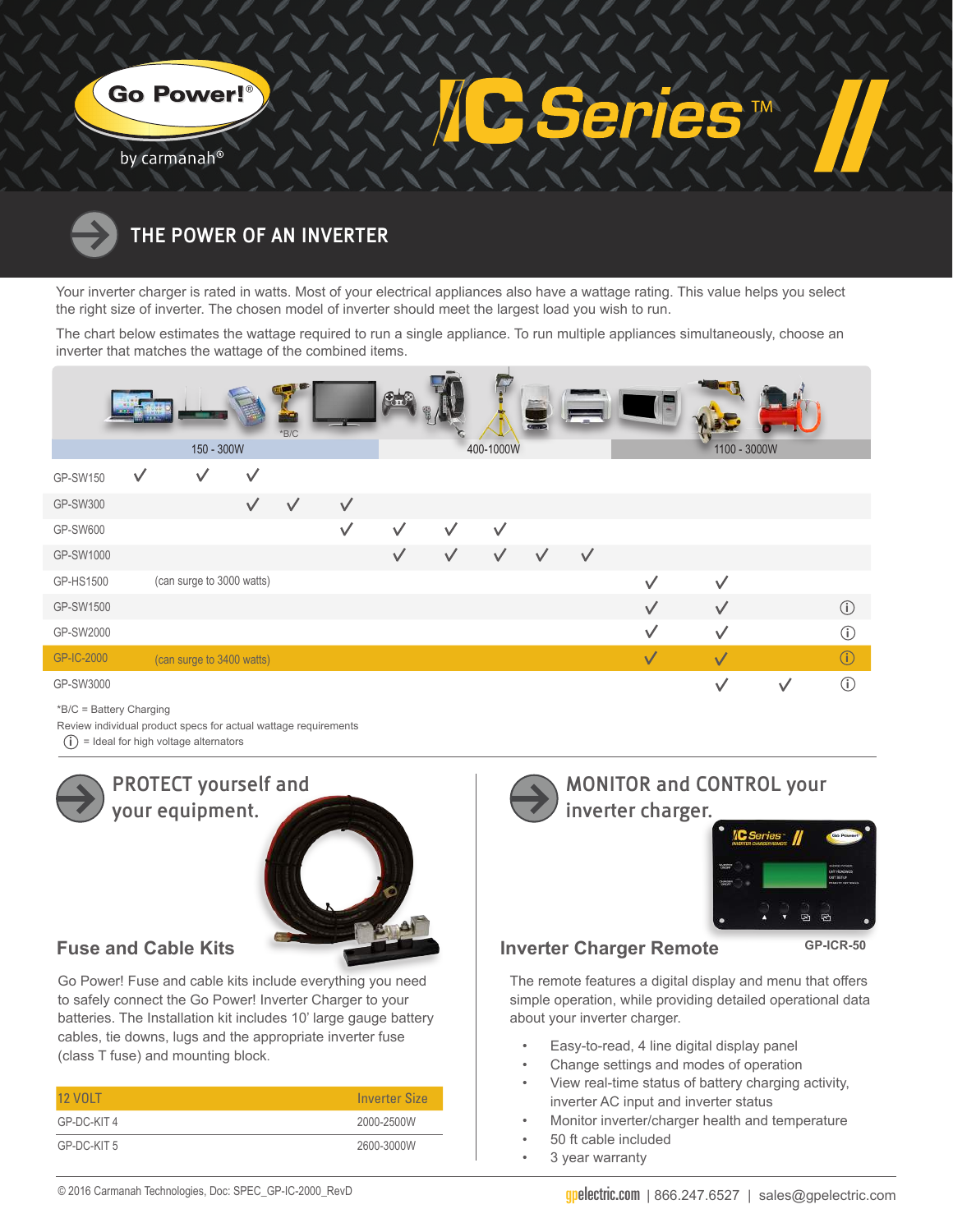# THE POWER OF AN INVERTER

Your inverter charger is rated in watts. Most of your electrical appliances also have a wattage rating. This value helps you select the right size of inverter. The chosen model of inverter should meet the largest load you wish to run.

The chart below estimates the wattage required to run a single appliance. To run multiple appliances simultaneously, choose an inverter that matches the wattage of the combined items.

| | 150 - 300W | | | *B/C | | 400-1000W | | | | | 1100 - 3000W | | | |
|---|---|---|---|---|---|---|---|---|---|---|---|---|---|---|
| GP-SW150 | ✓ | ✓ | ✓ | | | | | | | | | | | |
| GP-SW300 | | | ✓ | ✓ | ✓ | | | | | | | | | |
| GP-SW600 | | | | | ✓ | ✓ | ✓ | ✓ | | | | | | |
| GP-SW1000 | | | | | | ✓ | ✓ | ✓ | ✓ | ✓ | | | | |
| GP-HS1500 (can surge to 3000 watts) | | | | | | | | | | | ✓ | ✓ | | |
| GP-SW1500 | | | | | | | | | | | ✓ | ✓ | | ⓘ |
| GP-SW2000 | | | | | | | | | | | ✓ | ✓ | | ⓘ |
| GP-IC-2000 (can surge to 3400 watts) | | | | | | | | | | | ✓ | ✓ | | ⓘ |
| GP-SW3000 | | | | | | | | | | | | ✓ | ✓ | ⓘ |

*B/C = Battery Charging

Review individual product specs for actual wattage requirements

ⓘ = Ideal for high voltage alternators

## PROTECT yourself and your equipment.

### Fuse and Cable Kits

Go Power! Fuse and cable kits include everything you need to safely connect the Go Power! Inverter Charger to your batteries. The Installation kit includes 10' large gauge battery cables, tie downs, lugs and the appropriate inverter fuse (class T fuse) and mounting block.

| 12 VOLT | Inverter Size |
|---|---|
| GP-DC-KIT 4 | 2000-2500W |
| GP-DC-KIT 5 | 2600-3000W |

## MONITOR and CONTROL your inverter charger.

### Inverter Charger Remote

GP-ICR-50

The remote features a digital display and menu that offers simple operation, while providing detailed operational data about your inverter charger.

- Easy-to-read, 4 line digital display panel
- Change settings and modes of operation
- View real-time status of battery charging activity, inverter AC input and inverter status
- Monitor inverter/charger health and temperature
- 50 ft cable included
- 3 year warranty

© 2016 Carmanah Technologies, Doc: SPEC_GP-IC-2000_RevD

gpelectric.com | 866.247.6527 | sales@gpelectric.com